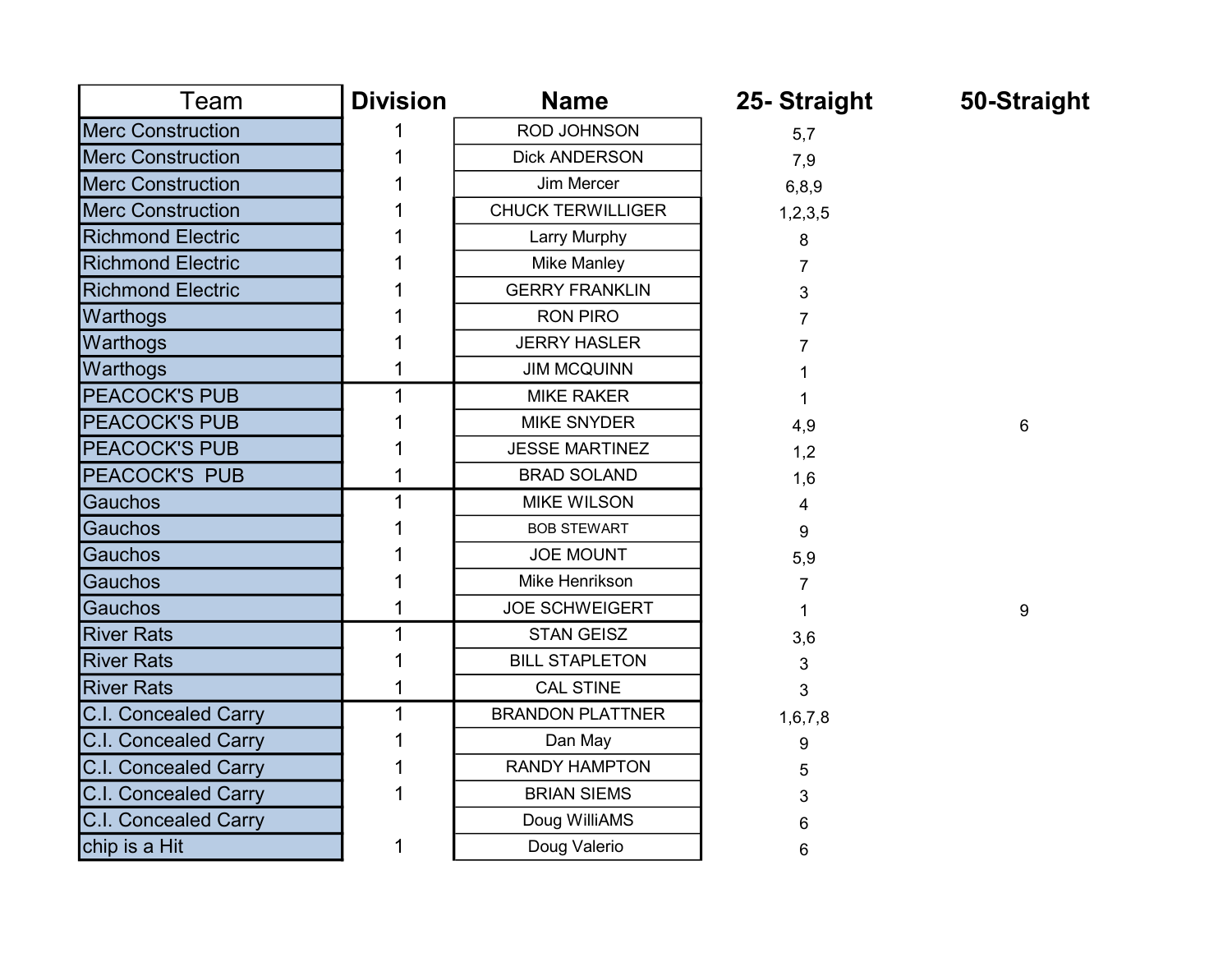| Team | Division | Name | 25- Straight | 50-Straight |
|---|---|---|---|---|
| Merc Construction | 1 | ROD JOHNSON | 5,7 | |
| Merc Construction | 1 | Dick ANDERSON | 7,9 | |
| Merc Construction | 1 | Jim Mercer | 6,8,9 | |
| Merc Construction | 1 | CHUCK TERWILLIGER | 1,2,3,5 | |
| Richmond Electric | 1 | Larry Murphy | 8 | |
| Richmond Electric | 1 | Mike Manley | 7 | |
| Richmond Electric | 1 | GERRY FRANKLIN | 3 | |
| Warthogs | 1 | RON PIRO | 7 | |
| Warthogs | 1 | JERRY HASLER | 7 | |
| Warthogs | 1 | JIM MCQUINN | 1 | |
| PEACOCK'S PUB | 1 | MIKE RAKER | 1 | |
| PEACOCK'S PUB | 1 | MIKE SNYDER | 4,9 | 6 |
| PEACOCK'S PUB | 1 | JESSE MARTINEZ | 1,2 | |
| PEACOCK'S PUB | 1 | BRAD SOLAND | 1,6 | |
| Gauchos | 1 | MIKE WILSON | 4 | |
| Gauchos | 1 | BOB STEWART | 9 | |
| Gauchos | 1 | JOE MOUNT | 5,9 | |
| Gauchos | 1 | Mike Henrikson | 7 | |
| Gauchos | 1 | JOE SCHWEIGERT | 1 | 9 |
| River Rats | 1 | STAN GEISZ | 3,6 | |
| River Rats | 1 | BILL STAPLETON | 3 | |
| River Rats | 1 | CAL STINE | 3 | |
| C.I. Concealed Carry | 1 | BRANDON PLATTNER | 1,6,7,8 | |
| C.I. Concealed Carry | 1 | Dan May | 9 | |
| C.I. Concealed Carry | 1 | RANDY HAMPTON | 5 | |
| C.I. Concealed Carry | 1 | BRIAN SIEMS | 3 | |
| C.I. Concealed Carry | | Doug WilliAMS | 6 | |
| chip is a Hit | 1 | Doug Valerio | 6 | |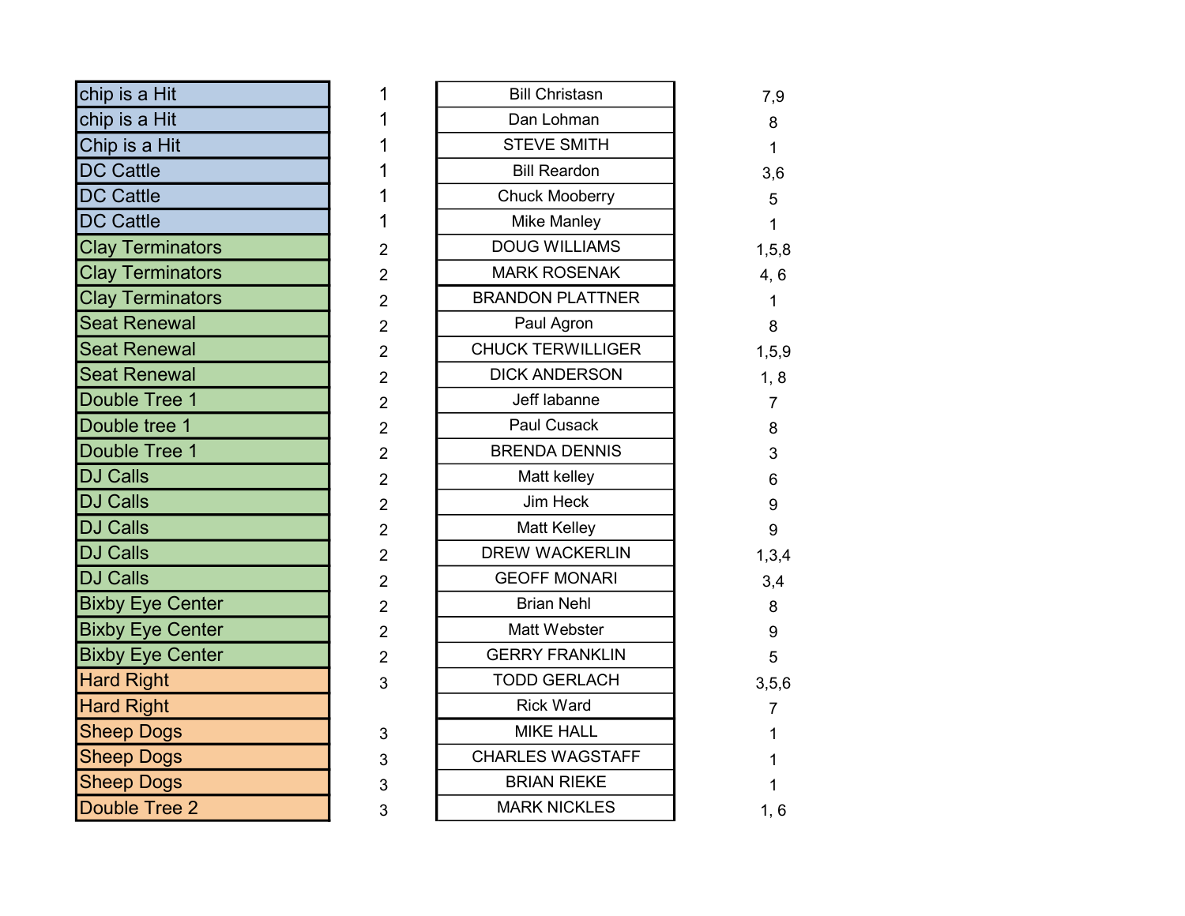| | | | |
|---|---|---|---|
| chip is a Hit | 1 | Bill Christasn | 7,9 |
| chip is a Hit | 1 | Dan Lohman | 8 |
| Chip is a Hit | 1 | STEVE SMITH | 1 |
| DC Cattle | 1 | Bill Reardon | 3,6 |
| DC Cattle | 1 | Chuck Mooberry | 5 |
| DC Cattle | 1 | Mike Manley | 1 |
| Clay Terminators | 2 | DOUG WILLIAMS | 1,5,8 |
| Clay Terminators | 2 | MARK ROSENAK | 4, 6 |
| Clay Terminators | 2 | BRANDON PLATTNER | 1 |
| Seat Renewal | 2 | Paul Agron | 8 |
| Seat Renewal | 2 | CHUCK TERWILLIGER | 1,5,9 |
| Seat Renewal | 2 | DICK ANDERSON | 1, 8 |
| Double Tree 1 | 2 | Jeff labanne | 7 |
| Double tree 1 | 2 | Paul Cusack | 8 |
| Double Tree 1 | 2 | BRENDA DENNIS | 3 |
| DJ Calls | 2 | Matt kelley | 6 |
| DJ Calls | 2 | Jim Heck | 9 |
| DJ Calls | 2 | Matt Kelley | 9 |
| DJ Calls | 2 | DREW WACKERLIN | 1,3,4 |
| DJ Calls | 2 | GEOFF MONARI | 3,4 |
| Bixby Eye Center | 2 | Brian Nehl | 8 |
| Bixby Eye Center | 2 | Matt Webster | 9 |
| Bixby Eye Center | 2 | GERRY FRANKLIN | 5 |
| Hard Right | 3 | TODD GERLACH | 3,5,6 |
| Hard Right | | Rick Ward | 7 |
| Sheep Dogs | 3 | MIKE HALL | 1 |
| Sheep Dogs | 3 | CHARLES WAGSTAFF | 1 |
| Sheep Dogs | 3 | BRIAN RIEKE | 1 |
| Double Tree 2 | 3 | MARK NICKLES | 1, 6 |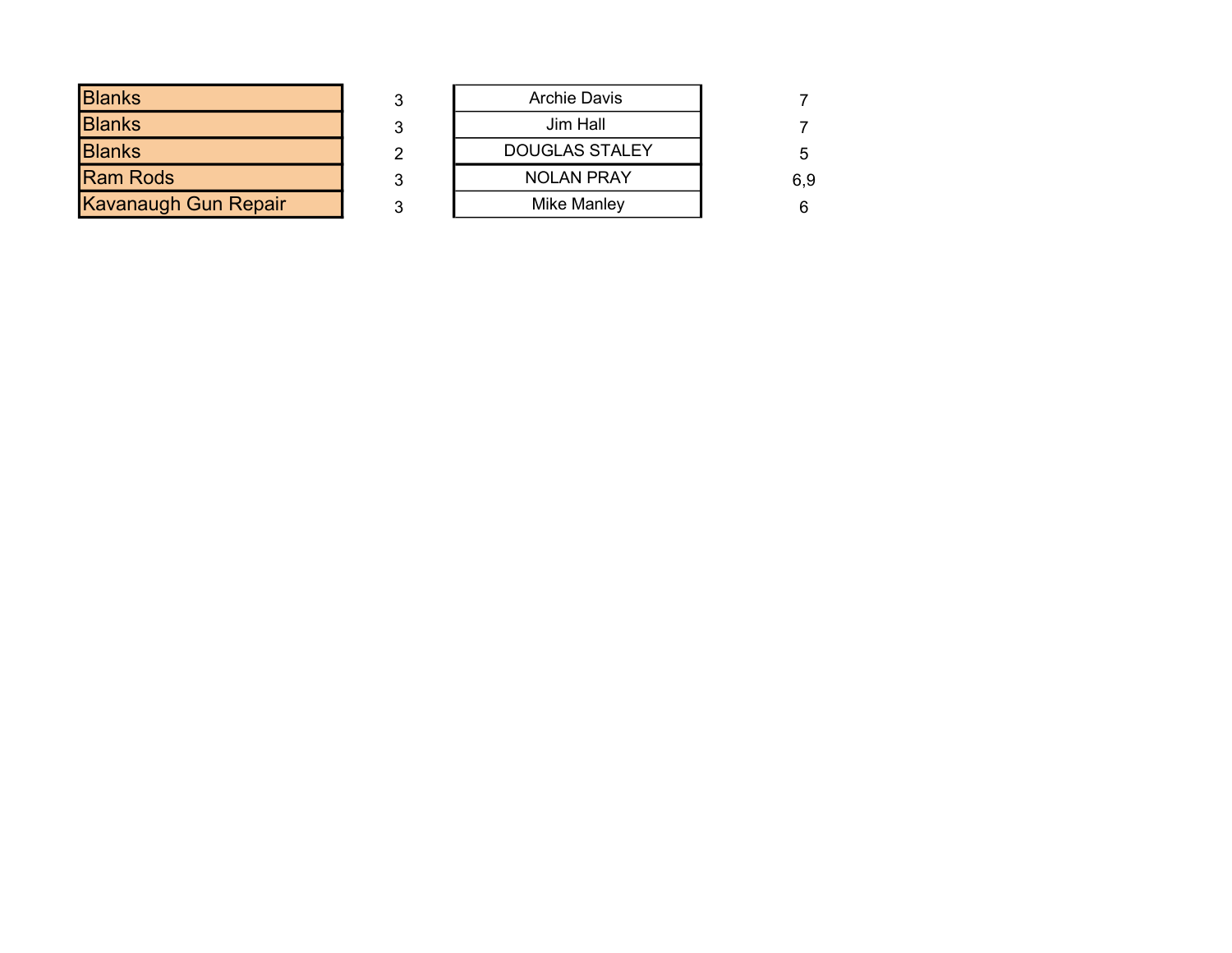| | | | |
|---|---|---|---|
| Blanks | 3 | Archie Davis | 7 |
| Blanks | 3 | Jim Hall | 7 |
| Blanks | 2 | DOUGLAS STALEY | 5 |
| Ram Rods | 3 | NOLAN PRAY | 6,9 |
| Kavanaugh Gun Repair | 3 | Mike Manley | 6 |